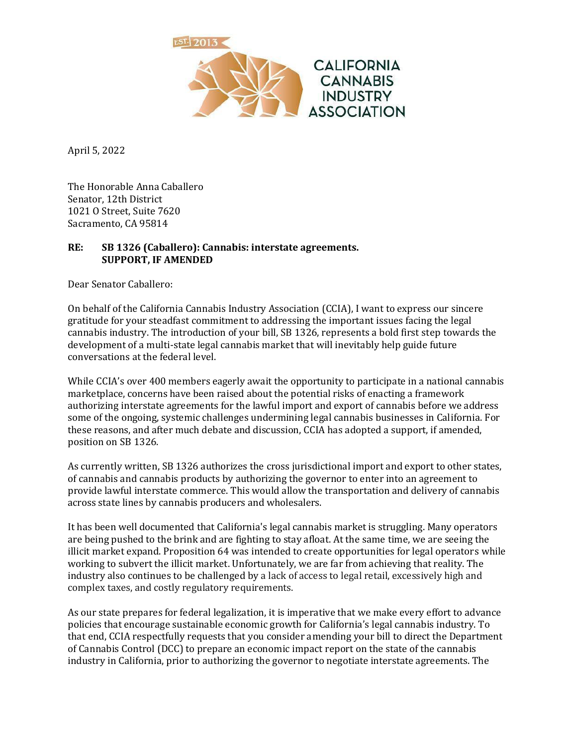EST. 2013

**CALIFORNIA CANNABIS INDUSTRY ASSOCIATION**

April 5, 2022

The Honorable Anna Caballero
Senator, 12th District
1021 O Street, Suite 7620
Sacramento, CA 95814

**RE: SB 1326 (Caballero): Cannabis: interstate agreements.**
**SUPPORT, IF AMENDED**

Dear Senator Caballero:

On behalf of the California Cannabis Industry Association (CCIA), I want to express our sincere gratitude for your steadfast commitment to addressing the important issues facing the legal cannabis industry. The introduction of your bill, SB 1326, represents a bold first step towards the development of a multi-state legal cannabis market that will inevitably help guide future conversations at the federal level.

While CCIA's over 400 members eagerly await the opportunity to participate in a national cannabis marketplace, concerns have been raised about the potential risks of enacting a framework authorizing interstate agreements for the lawful import and export of cannabis before we address some of the ongoing, systemic challenges undermining legal cannabis businesses in California. For these reasons, and after much debate and discussion, CCIA has adopted a support, if amended, position on SB 1326.

As currently written, SB 1326 authorizes the cross jurisdictional import and export to other states, of cannabis and cannabis products by authorizing the governor to enter into an agreement to provide lawful interstate commerce. This would allow the transportation and delivery of cannabis across state lines by cannabis producers and wholesalers.

It has been well documented that California's legal cannabis market is struggling. Many operators are being pushed to the brink and are fighting to stay afloat. At the same time, we are seeing the illicit market expand. Proposition 64 was intended to create opportunities for legal operators while working to subvert the illicit market. Unfortunately, we are far from achieving that reality. The industry also continues to be challenged by a lack of access to legal retail, excessively high and complex taxes, and costly regulatory requirements.

As our state prepares for federal legalization, it is imperative that we make every effort to advance policies that encourage sustainable economic growth for California's legal cannabis industry. To that end, CCIA respectfully requests that you consider amending your bill to direct the Department of Cannabis Control (DCC) to prepare an economic impact report on the state of the cannabis industry in California, prior to authorizing the governor to negotiate interstate agreements. The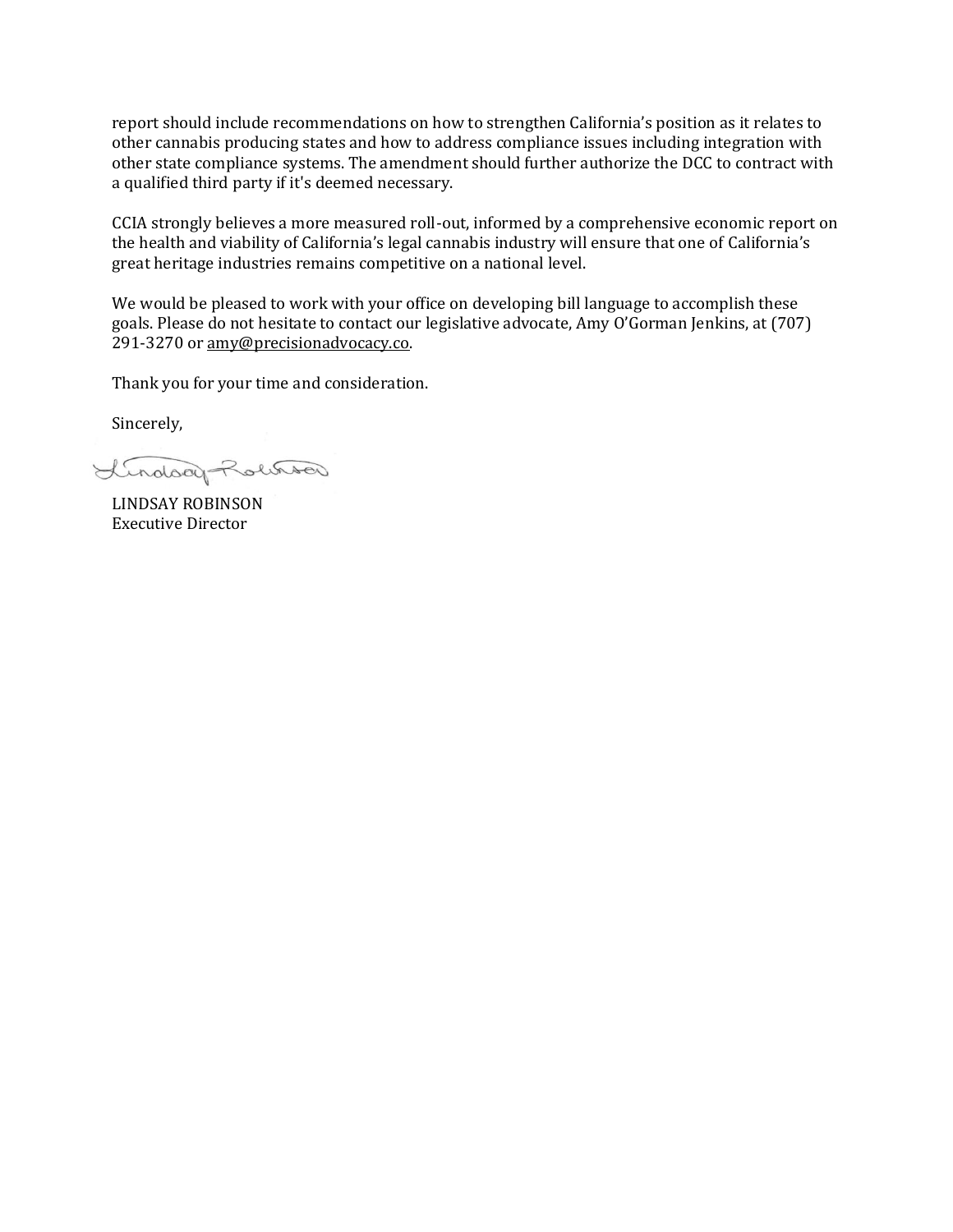report should include recommendations on how to strengthen California's position as it relates to other cannabis producing states and how to address compliance issues including integration with other state compliance systems. The amendment should further authorize the DCC to contract with a qualified third party if it's deemed necessary.

CCIA strongly believes a more measured roll-out, informed by a comprehensive economic report on the health and viability of California's legal cannabis industry will ensure that one of California's great heritage industries remains competitive on a national level.

We would be pleased to work with your office on developing bill language to accomplish these goals. Please do not hesitate to contact our legislative advocate, Amy O'Gorman Jenkins, at (707) 291-3270 or amy@precisionadvocacy.co.

Thank you for your time and consideration.

Sincerely,

Lindsay Robinson

LINDSAY ROBINSON
Executive Director